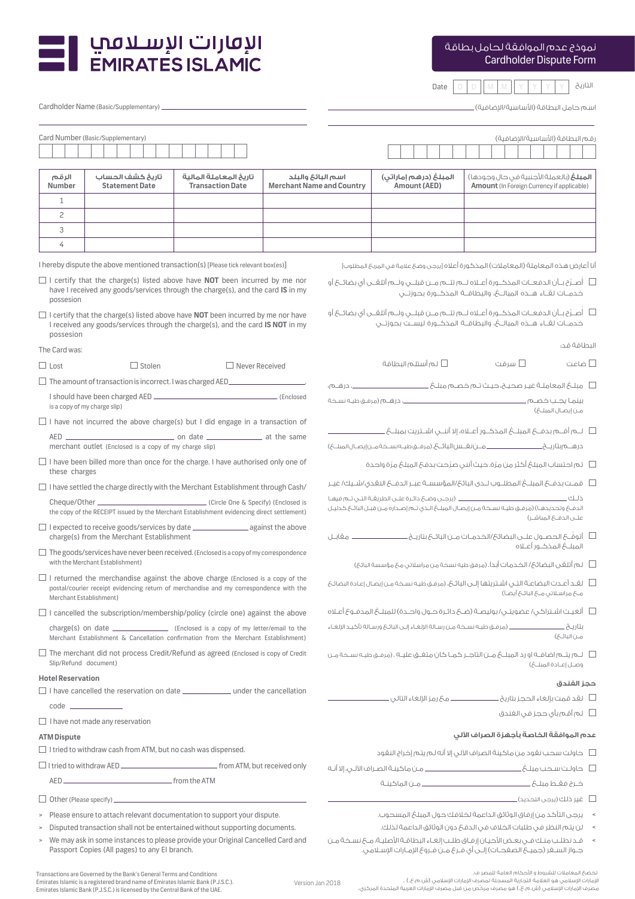# الإمارات الإسلامي EMIRATES ISLAMIC

## نموذج عدم الموافقة لحامل بطاقة
## Cardholder Dispute Form

Date D D M M Y Y Y Y التاريخ

Cardholder Name (Basic/Supplementary) ____________________ اسم حامل البطاقة (الأساسية/الإضافية) ____________________

Card Number (Basic/Supplementary) رقم البطاقة (الأساسية/الإضافية)

| الرقم Number | تاريخ كشف الحساب Statement Date | تاريخ المعاملة المالية Transaction Date | اسم البائع والبلد Merchant Name and Country | المبلغ (درهم إماراتي) Amount (AED) | المبلغ (بالعملة الأجنبية في حال وجودها) Amount (In Foreign Currency if applicable) |
|---|---|---|---|---|---|
| 1 | | | | | |
| 2 | | | | | |
| 3 | | | | | |
| 4 | | | | | |

I hereby dispute the above mentioned transaction(s) [Please tick relevant box(es)]

أنا أعارض هذه المعاملة (المعاملات) المذكورة أعلاه [يرجى وضع علامة في المربع المطلوب]

- ☐ I certify that the charge(s) listed above have **NOT** been incurred by me nor have I received any goods/services through the charge(s), and the card **IS** in my possesion
- ☐ أصرّح بأن الدفعات المذكورة أعلاه لم تتم من قبلي ولم أتلقى أي بضائع أو خدمات لقاء هذه المبالغ، والبطاقة المذكورة بحوزتي
- ☐ I certify that the charge(s) listed above have **NOT** been incurred by me nor have I received any goods/services through the charge(s), and the card **IS NOT** in my possesion
- ☐ أصرّح بأن الدفعات المذكورة أعلاه لم تتم من قبلي ولم أتلقى أي بضائع أو خدمات لقاء هذه المبالغ، والبطاقة المذكورة ليست بحوزتي

The Card was: البطاقة قد:

☐ Lost ☐ Stolen ☐ Never Received

☐ ضاعت ☐ سرقت ☐ لم أستلم البطاقة

- ☐ The amount of transaction is incorrect. I was charged AED ____________. I should have been charged AED ____________ (Enclosed is a copy of my charge slip)
- ☐ مبلغ المعاملة غير صحيح، حيث تم خصم مبلغ ____________ درهم، بينما يجب خصم ____________ درهم (مرفق طيه نسخة من إيصال المبلغ)
- ☐ I have not incurred the above charge(s) but I did engage in a transaction of AED ____________ on date ____________ at the same merchant outlet (Enclosed is a copy of my charge slip)
- ☐ لم أقم بدفع المبلغ المذكور أعلاه، إلا أنني اشتريت بمبلغ ____________ درهم بتاريخ ____________ من نفس البائع. (مرفق طيه نسخة من إيصال المبلغ)
- ☐ I have been billed more than once for the charge. I have authorised only one of these charges
- ☐ تم احتساب المبلغ أكثر من مرة، علماً أنني صرّحت بدفع المبلغ مرّة واحدة
- ☐ I have settled the charge directly with the Merchant Establishment through Cash/Cheque/Other ____________ (Circle One & Specify) (Enclosed is the copy of the RECEIPT issued by the Merchant Establishment evidencing direct settlement)
- ☐ قمت بدفع المبلغ المطلوب لدى البائع/المؤسسة عبر الدفع النقدي/شيك/ غير ذلك ____________ (يرجى وضع دائرة على الطريقة التي تم فيها الدفع وتحديدها) (مرفق طيه نسخة من إيصال المبلغ الذي تم إصداره من قبل البائع كدليل على الدفع المباشر)
- ☐ I expected to receive goods/services by date ____________ against the above charge(s) from the Merchant Establishment
- ☐ أتوقّع الحصول على البضائع/الخدمات من البائع بتاريخ ____________ مقابل المبلغ المذكور أعلاه
- ☐ The goods/services have never been received. (Enclosed is a copy of my correspondence with the Merchant Establishment)
- ☐ لم أتلقى البضائع/ الخدمات أبداً. (مرفق طيه نسخة من مراسلاتي مع مؤسسة البائع)
- ☐ I returned the merchandise against the above charge (Enclosed is a copy of the postal/courier receipt evidencing return of merchandise and my correspondence with the Merchant Establishment)
- ☐ لقد أعدت البضاعة التي اشتريتها إلى البائع. (مرفق طيه نسخة من إيصال إعادة البضائع مع مراسلاتي مع البائع أيضاً)
- ☐ I cancelled the subscription/membership/policy (circle one) against the above charge(s) on date ____________ (Enclosed is a copy of my letter/email to the Merchant Establishment & Cancellation confirmation from the Merchant Establishment)
- ☐ ألغيت اشتراكي/ عضويتي/ بوليصة (ضع دائرة حول واحدة) للمبلغ المدفوع أعلاه بتاريخ ____________ (مرفق طيه نسخة من رسالة الإلغاء إلى البائع ورسالة تأكيد الإلغاء من البائع)
- ☐ The merchant did not process Credit/Refund as agreed (Enclosed is copy of Credit Slip/Refund document)
- ☐ لم يتم اضافة او رد المبلغ من التاجر كما كان متفق عليه. (مرفق طيه نسخة من وصل إعادة المبلغ)

### Hotel Reservation حجز الفندق

- ☐ I have cancelled the reservation on date ____________ under the cancellation code ____________
- ☐ لقد قمت بإلغاء الحجز بتاريخ ____________ مع رمز الإلغاء التالي ____________
- ☐ I have not made any reservation
- ☐ لم أقم بأي حجز في الفندق

### ATM Dispute عدم الموافقة الخاصة بأجهزة الصراف الآلي

- ☐ I tried to withdraw cash from ATM, but no cash was dispensed.
- ☐ حاولت سحب نقود من ماكينة الصراف الآلي إلا أنه لم يتم إخراج النقود
- ☐ I tried to withdraw AED ____________ from ATM, but received only AED ____________ from the ATM
- ☐ حاولت سحب مبلغ ____________ من ماكينة الصراف الآلي، إلا أنه خرج فقط مبلغ ____________ من الماكينة
- ☐ Other (Please specify) ____________
- ☐ غير ذلك (يرجى التحديد) ____________

> Please ensure to attach relevant documentation to support your dispute.
> Disputed transaction shall not be entertained without supporting documents.
> We may ask in some instances to please provide your Original Cancelled Card and Passport Copies (All pages) to any EI branch.

> يرجى التأكد من إرفاق الوثائق الداعمة لخلافك حول المبلغ المسحوب.
> لن يتم النظر في طلبات الخلاف في الدفع دون الوثائق الداعمة لذلك.
> قد نطلب منك في بعض الأحيان إرفاق طلب إلغاء البطاقة الأصلية، مع نسخة من جواز السفر (جميع الصفحات) إلى أي فرع من فروع الإمارات الإسلامي.

Transactions are Governed by the Bank's General Terms and Conditions
Emirates Islamic is a registered brand name of Emirates Islamic Bank (P.J.S.C.).
Emirates Islamic Bank (P.J.S.C.) is licensed by the Central Bank of the UAE.

Version Jan 2018

تخضع المعاملات للشروط و الأحكام العامة للمصرف.
الإمارات الإسلامي هو العلامة التجارية المسجلة لمصرف الإمارات الإسلامي (ش.م.ع.) .
مصرف الإمارات الإسلامي (ش.م.ع.) هو مصرف مرخص من قبل مصرف الإمارات العربية المتحدة المركزي.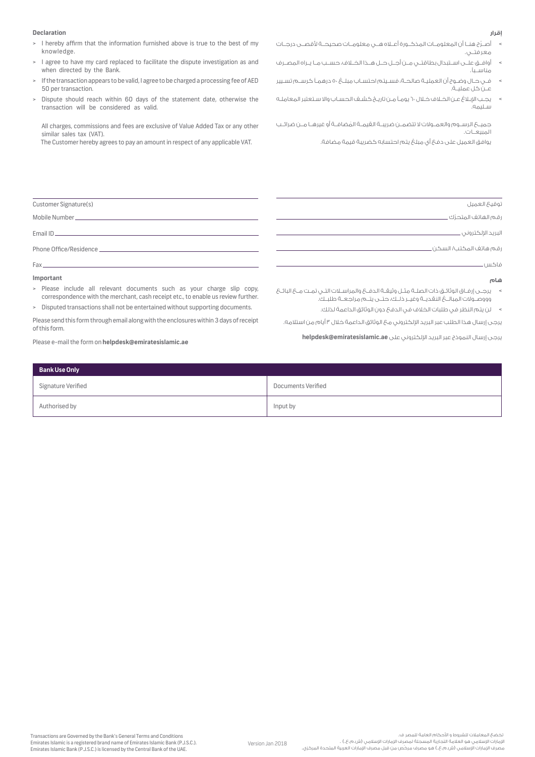## Declaration

- I hereby affirm that the information furnished above is true to the best of my knowledge.
- I agree to have my card replaced to facilitate the dispute investigation as and when directed by the Bank.
- If the transaction appears to be valid, I agree to be charged a processing fee of AED 50 per transaction.
- Dispute should reach within 60 days of the statement date, otherwise the transaction will be considered as valid.

All charges, commissions and fees are exclusive of Value Added Tax or any other similar sales tax (VAT).
The Customer hereby agrees to pay an amount in respect of any applicable VAT.

## إقرار

- أصرّح هنا أن المعلومات المذكورة أعلاه هي معلومات صحيحة لأقصى درجات معرفتي.
- أوافق على استبدال بطاقتي من أجل حل هذا الخلاف، حسب ما يراه المصرف مناسباً.
- في حال وضوح أن العملية صالحة، فسيتم احتساب مبلغ ٥٠ درهماً كرسم تسيير عن كل عملية.
- يجب الإبلاغ عن الخلاف خلال ٦٠ يوماً من تاريخ كشف الحساب والا ستعتبر المعاملة سليمة.

جميع الرسوم والعمولات لا تتضمن ضريبة القيمة المضافة أو غيرها من ضرائب المبيعات.
يوافق العميل على دفع أي مبلغ يتم احتسابه كضريبة قيمة مضافة.

Customer Signature(s) ____________________ توقيع العميل

Mobile Number ____________________ رقم الهاتف المتحرك

Email ID ____________________ البريد الإلكتروني

Phone Office/Residence ____________________ رقم هاتف المكتب/ السكن

Fax ____________________ فاكس

## Important

- Please include all relevant documents such as your charge slip copy, correspondence with the merchant, cash receipt etc., to enable us review further.
- Disputed transactions shall not be entertained without supporting documents.

Please send this form through email along with the enclosures within 3 days of receipt of this form.

Please e-mail the form on **helpdesk@emiratesislamic.ae**

## هام

- يرجى إرفاق الوثائق ذات الصلة مثل وثيقة الدفع والمراسلات التي تمت مع البائع ووصولات المبالغ النقدية وغير ذلك، حتى يتم مراجعة طلبك.
- لن يتم النظر في طلبات الخلاف في الدفع دون الوثائق الداعمة لذلك.

يرجى إرسال هذا الطلب عبر البريد الإلكتروني مع الوثائق الداعمة خلال ٣ أيام من استلامه.

يرجى إرسال النموذج عبر البريد الإلكتروني على **helpdesk@emiratesislamic.ae**

| Bank Use Only | |
|---|---|
| Signature Verified | Documents Verified |
| Authorised by | Input by |

Transactions are Governed by the Bank's General Terms and Conditions
Emirates Islamic is a registered brand name of Emirates Islamic Bank (P.J.S.C.).
Emirates Islamic Bank (P.J.S.C.) is licensed by the Central Bank of the UAE.

Version Jan 2018

تخضع المعاملات للشروط و الأحكام العامة للمصرف.
الإمارات الإسلامي هو العلامة التجارية المسجلة لمصرف الإمارات الإسلامي (ش.م.ع.) .
مصرف الإمارات الإسلامي (ش.م.ع.) هو مصرف مرخص من قبل مصرف الإمارات العربية المتحدة المركزي.